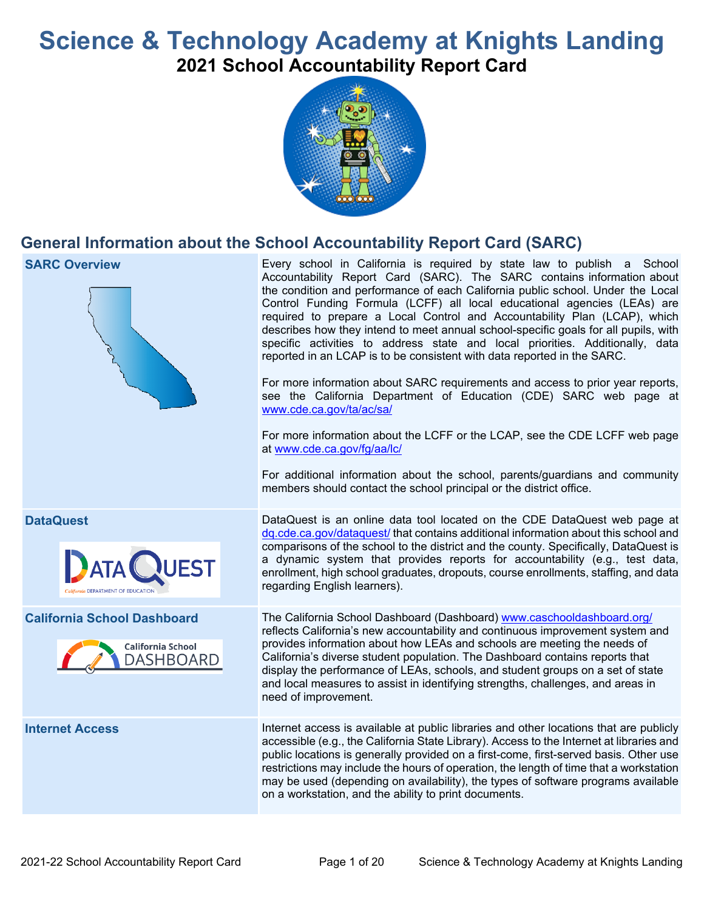# Science & Technology Academy at Knights Landing

## 2021 School Accountability Report Card

## General Information about the School Accountability Report Card (SARC)

| | |
|---|---|
| **SARC Overview** | Every school in California is required by state law to publish a School Accountability Report Card (SARC). The SARC contains information about the condition and performance of each California public school. Under the Local Control Funding Formula (LCFF) all local educational agencies (LEAs) are required to prepare a Local Control and Accountability Plan (LCAP), which describes how they intend to meet annual school-specific goals for all pupils, with specific activities to address state and local priorities. Additionally, data reported in an LCAP is to be consistent with data reported in the SARC.<br><br>For more information about SARC requirements and access to prior year reports, see the California Department of Education (CDE) SARC web page at www.cde.ca.gov/ta/ac/sa/<br><br>For more information about the LCFF or the LCAP, see the CDE LCFF web page at www.cde.ca.gov/fg/aa/lc/<br><br>For additional information about the school, parents/guardians and community members should contact the school principal or the district office. |
| **DataQuest** | DataQuest is an online data tool located on the CDE DataQuest web page at dq.cde.ca.gov/dataquest/ that contains additional information about this school and comparisons of the school to the district and the county. Specifically, DataQuest is a dynamic system that provides reports for accountability (e.g., test data, enrollment, high school graduates, dropouts, course enrollments, staffing, and data regarding English learners). |
| **California School Dashboard** | The California School Dashboard (Dashboard) www.caschooldashboard.org/ reflects California's new accountability and continuous improvement system and provides information about how LEAs and schools are meeting the needs of California's diverse student population. The Dashboard contains reports that display the performance of LEAs, schools, and student groups on a set of state and local measures to assist in identifying strengths, challenges, and areas in need of improvement. |
| **Internet Access** | Internet access is available at public libraries and other locations that are publicly accessible (e.g., the California State Library). Access to the Internet at libraries and public locations is generally provided on a first-come, first-served basis. Other use restrictions may include the hours of operation, the length of time that a workstation may be used (depending on availability), the types of software programs available on a workstation, and the ability to print documents. |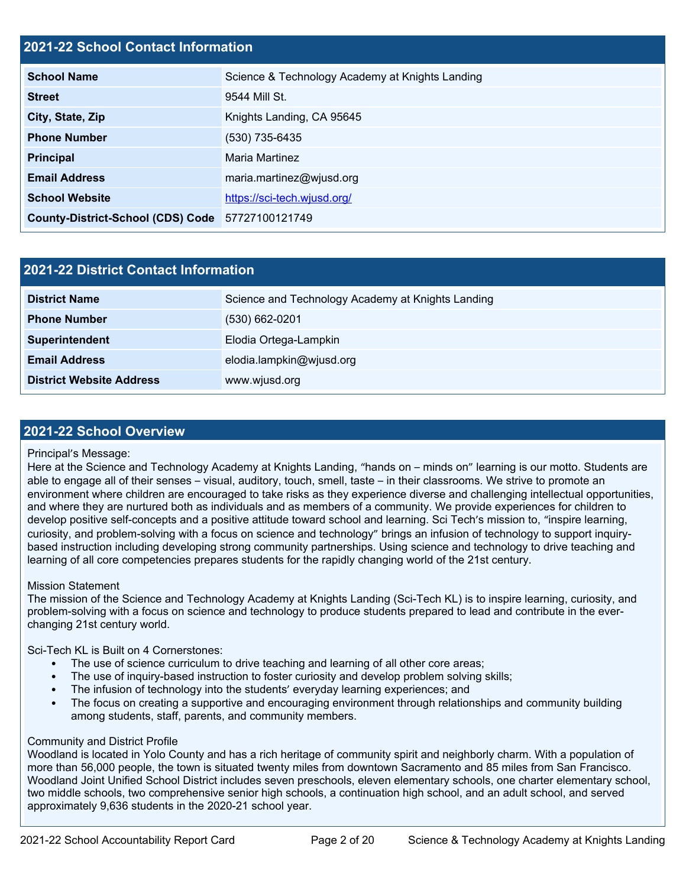## 2021-22 School Contact Information

| | |
|---|---|
| **School Name** | Science & Technology Academy at Knights Landing |
| **Street** | 9544 Mill St. |
| **City, State, Zip** | Knights Landing, CA 95645 |
| **Phone Number** | (530) 735-6435 |
| **Principal** | Maria Martinez |
| **Email Address** | maria.martinez@wjusd.org |
| **School Website** | https://sci-tech.wjusd.org/ |
| **County-District-School (CDS) Code** | 57727100121749 |

## 2021-22 District Contact Information

| | |
|---|---|
| **District Name** | Science and Technology Academy at Knights Landing |
| **Phone Number** | (530) 662-0201 |
| **Superintendent** | Elodia Ortega-Lampkin |
| **Email Address** | elodia.lampkin@wjusd.org |
| **District Website Address** | www.wjusd.org |

## 2021-22 School Overview

Principal's Message:
Here at the Science and Technology Academy at Knights Landing, "hands on – minds on" learning is our motto. Students are able to engage all of their senses – visual, auditory, touch, smell, taste – in their classrooms. We strive to promote an environment where children are encouraged to take risks as they experience diverse and challenging intellectual opportunities, and where they are nurtured both as individuals and as members of a community. We provide experiences for children to develop positive self-concepts and a positive attitude toward school and learning. Sci Tech's mission to, "inspire learning, curiosity, and problem-solving with a focus on science and technology" brings an infusion of technology to support inquiry-based instruction including developing strong community partnerships. Using science and technology to drive teaching and learning of all core competencies prepares students for the rapidly changing world of the 21st century.

Mission Statement
The mission of the Science and Technology Academy at Knights Landing (Sci-Tech KL) is to inspire learning, curiosity, and problem-solving with a focus on science and technology to produce students prepared to lead and contribute in the ever-changing 21st century world.

Sci-Tech KL is Built on 4 Cornerstones:

- The use of science curriculum to drive teaching and learning of all other core areas;
- The use of inquiry-based instruction to foster curiosity and develop problem solving skills;
- The infusion of technology into the students' everyday learning experiences; and
- The focus on creating a supportive and encouraging environment through relationships and community building among students, staff, parents, and community members.

Community and District Profile
Woodland is located in Yolo County and has a rich heritage of community spirit and neighborly charm. With a population of more than 56,000 people, the town is situated twenty miles from downtown Sacramento and 85 miles from San Francisco. Woodland Joint Unified School District includes seven preschools, eleven elementary schools, one charter elementary school, two middle schools, two comprehensive senior high schools, a continuation high school, and an adult school, and served approximately 9,636 students in the 2020-21 school year.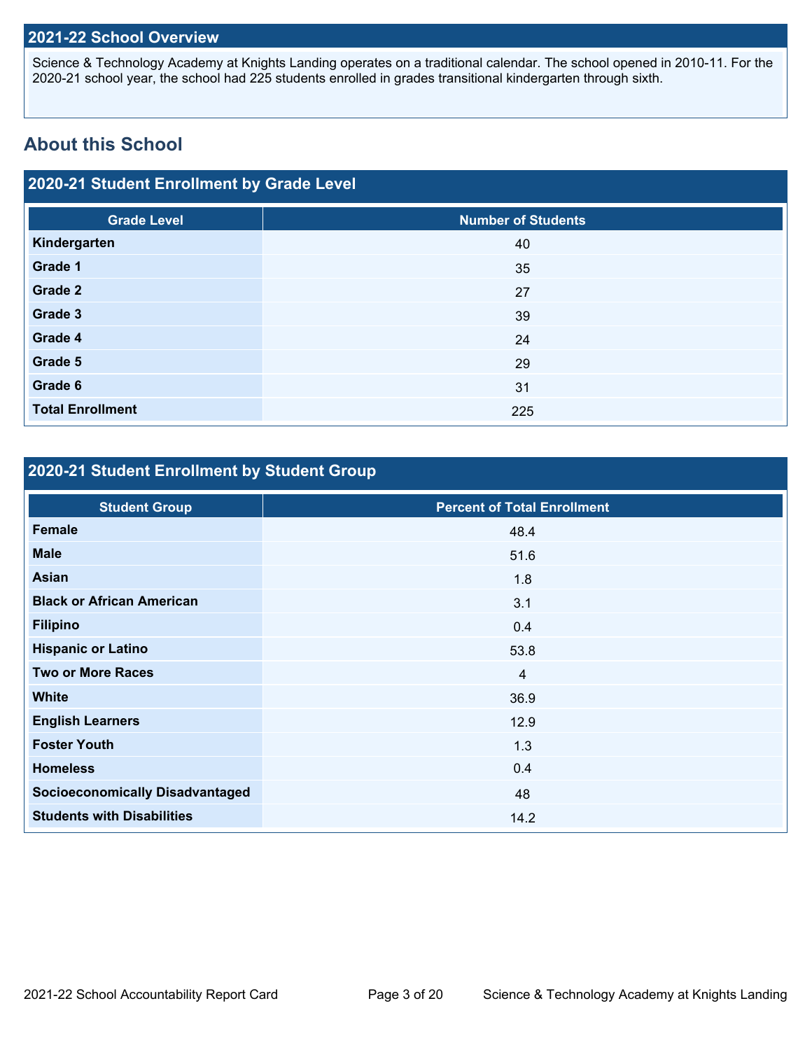## 2021-22 School Overview

Science & Technology Academy at Knights Landing operates on a traditional calendar. The school opened in 2010-11. For the 2020-21 school year, the school had 225 students enrolled in grades transitional kindergarten through sixth.

## About this School

### 2020-21 Student Enrollment by Grade Level

| Grade Level | Number of Students |
| --- | --- |
| **Kindergarten** | 40 |
| **Grade 1** | 35 |
| **Grade 2** | 27 |
| **Grade 3** | 39 |
| **Grade 4** | 24 |
| **Grade 5** | 29 |
| **Grade 6** | 31 |
| **Total Enrollment** | 225 |

### 2020-21 Student Enrollment by Student Group

| Student Group | Percent of Total Enrollment |
| --- | --- |
| **Female** | 48.4 |
| **Male** | 51.6 |
| **Asian** | 1.8 |
| **Black or African American** | 3.1 |
| **Filipino** | 0.4 |
| **Hispanic or Latino** | 53.8 |
| **Two or More Races** | 4 |
| **White** | 36.9 |
| **English Learners** | 12.9 |
| **Foster Youth** | 1.3 |
| **Homeless** | 0.4 |
| **Socioeconomically Disadvantaged** | 48 |
| **Students with Disabilities** | 14.2 |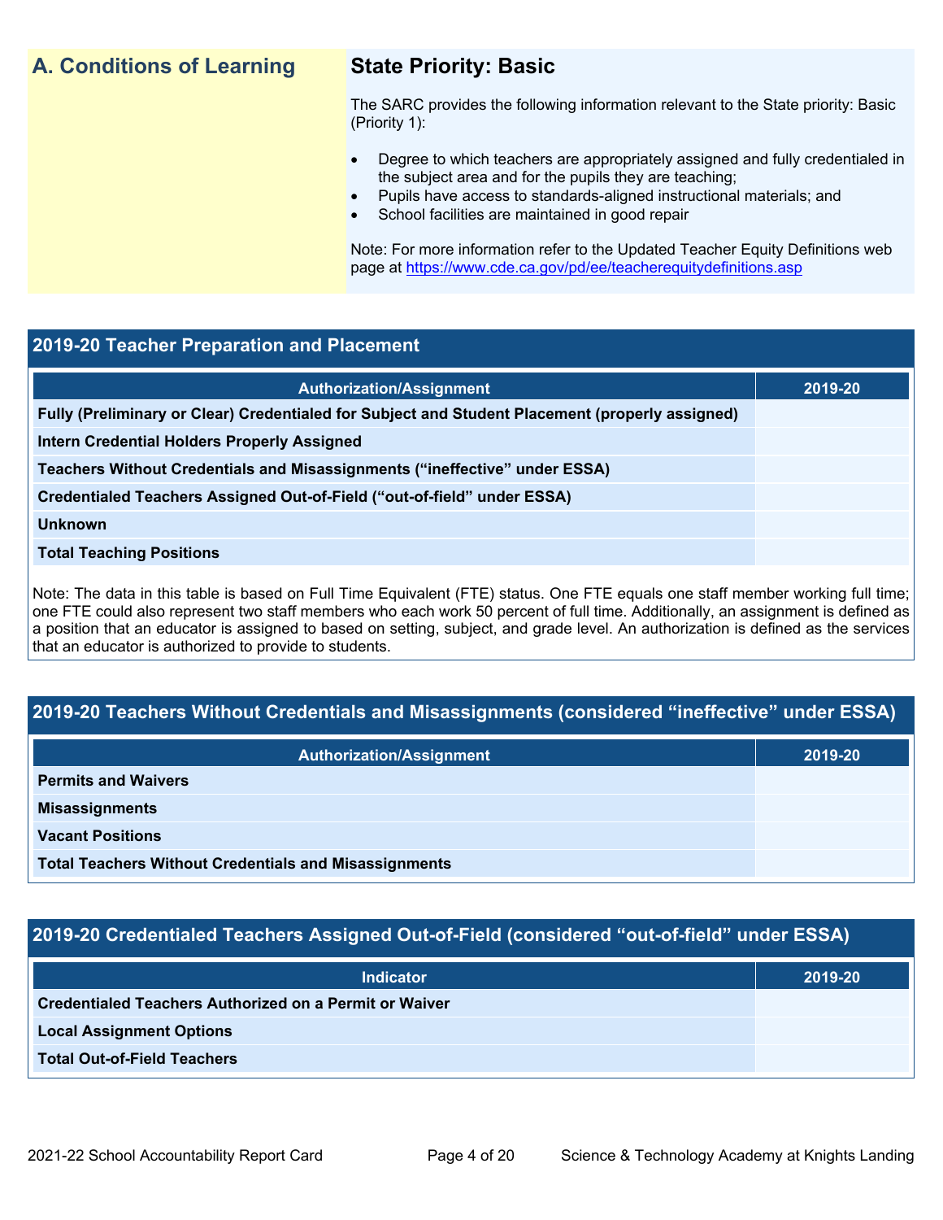## A. Conditions of Learning

### State Priority: Basic

The SARC provides the following information relevant to the State priority: Basic (Priority 1):

- Degree to which teachers are appropriately assigned and fully credentialed in the subject area and for the pupils they are teaching;
- Pupils have access to standards-aligned instructional materials; and
- School facilities are maintained in good repair

Note: For more information refer to the Updated Teacher Equity Definitions web page at https://www.cde.ca.gov/pd/ee/teacherequitydefinitions.asp

### 2019-20 Teacher Preparation and Placement

| Authorization/Assignment | 2019-20 |
|---|---|
| Fully (Preliminary or Clear) Credentialed for Subject and Student Placement (properly assigned) | |
| Intern Credential Holders Properly Assigned | |
| Teachers Without Credentials and Misassignments ("ineffective" under ESSA) | |
| Credentialed Teachers Assigned Out-of-Field ("out-of-field" under ESSA) | |
| Unknown | |
| Total Teaching Positions | |

Note: The data in this table is based on Full Time Equivalent (FTE) status. One FTE equals one staff member working full time; one FTE could also represent two staff members who each work 50 percent of full time. Additionally, an assignment is defined as a position that an educator is assigned to based on setting, subject, and grade level. An authorization is defined as the services that an educator is authorized to provide to students.

### 2019-20 Teachers Without Credentials and Misassignments (considered "ineffective" under ESSA)

| Authorization/Assignment | 2019-20 |
|---|---|
| Permits and Waivers | |
| Misassignments | |
| Vacant Positions | |
| Total Teachers Without Credentials and Misassignments | |

### 2019-20 Credentialed Teachers Assigned Out-of-Field (considered "out-of-field" under ESSA)

| Indicator | 2019-20 |
|---|---|
| Credentialed Teachers Authorized on a Permit or Waiver | |
| Local Assignment Options | |
| Total Out-of-Field Teachers | |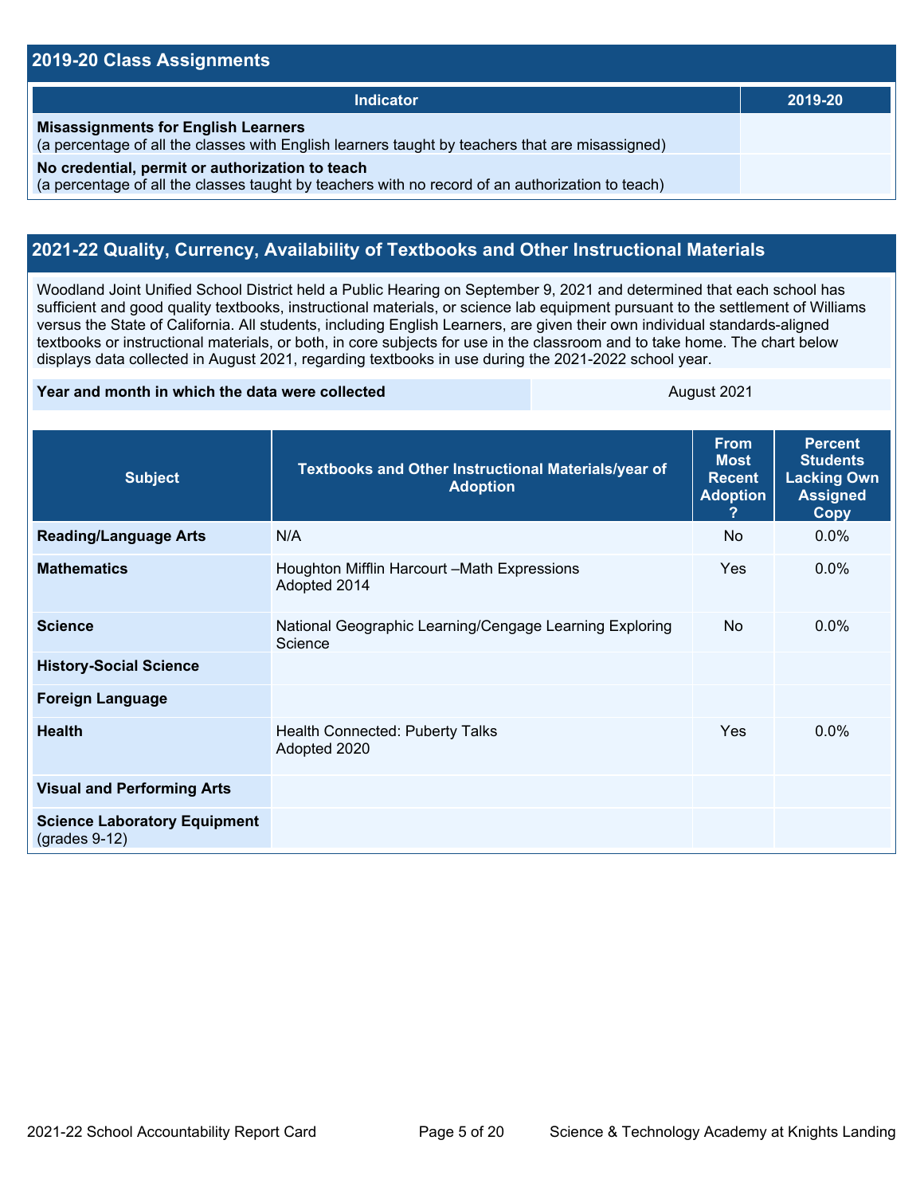## 2019-20 Class Assignments

| Indicator | 2019-20 |
|---|---|
| **Misassignments for English Learners**<br>(a percentage of all the classes with English learners taught by teachers that are misassigned) | |
| **No credential, permit or authorization to teach**<br>(a percentage of all the classes taught by teachers with no record of an authorization to teach) | |

## 2021-22 Quality, Currency, Availability of Textbooks and Other Instructional Materials

Woodland Joint Unified School District held a Public Hearing on September 9, 2021 and determined that each school has sufficient and good quality textbooks, instructional materials, or science lab equipment pursuant to the settlement of Williams versus the State of California. All students, including English Learners, are given their own individual standards-aligned textbooks or instructional materials, or both, in core subjects for use in the classroom and to take home. The chart below displays data collected in August 2021, regarding textbooks in use during the 2021-2022 school year.

| **Year and month in which the data were collected** | August 2021 |
|---|---|

| Subject | Textbooks and Other Instructional Materials/year of Adoption | From Most Recent Adoption ? | Percent Students Lacking Own Assigned Copy |
|---|---|---|---|
| **Reading/Language Arts** | N/A | No | 0.0% |
| **Mathematics** | Houghton Mifflin Harcourt –Math Expressions<br>Adopted 2014 | Yes | 0.0% |
| **Science** | National Geographic Learning/Cengage Learning Exploring Science | No | 0.0% |
| **History-Social Science** | | | |
| **Foreign Language** | | | |
| **Health** | Health Connected: Puberty Talks<br>Adopted 2020 | Yes | 0.0% |
| **Visual and Performing Arts** | | | |
| **Science Laboratory Equipment** (grades 9-12) | | | |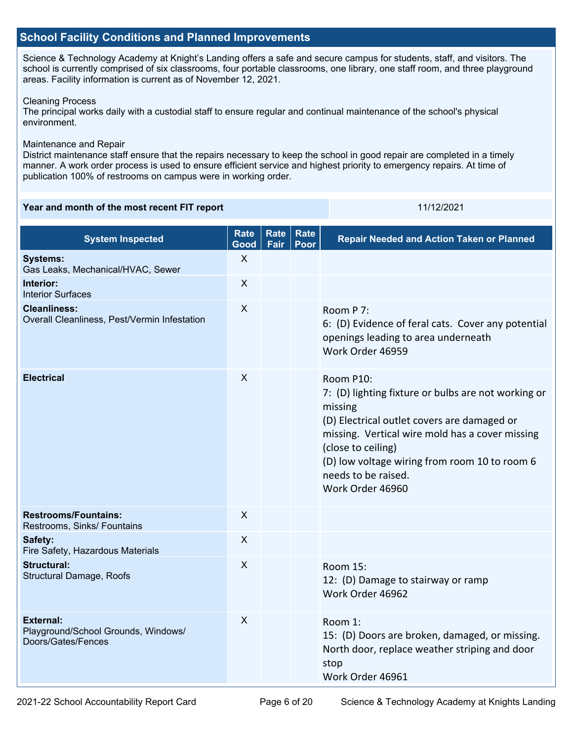## School Facility Conditions and Planned Improvements

Science & Technology Academy at Knight's Landing offers a safe and secure campus for students, staff, and visitors. The school is currently comprised of six classrooms, four portable classrooms, one library, one staff room, and three playground areas. Facility information is current as of November 12, 2021.

Cleaning Process
The principal works daily with a custodial staff to ensure regular and continual maintenance of the school's physical environment.

Maintenance and Repair
District maintenance staff ensure that the repairs necessary to keep the school in good repair are completed in a timely manner. A work order process is used to ensure efficient service and highest priority to emergency repairs. At time of publication 100% of restrooms on campus were in working order.

| Year and month of the most recent FIT report | 11/12/2021 |
|---|---|

| System Inspected | Rate Good | Rate Fair | Rate Poor | Repair Needed and Action Taken or Planned |
|---|---|---|---|---|
| **Systems:** Gas Leaks, Mechanical/HVAC, Sewer | X | | | |
| **Interior:** Interior Surfaces | X | | | |
| **Cleanliness:** Overall Cleanliness, Pest/Vermin Infestation | X | | | Room P 7: 6: (D) Evidence of feral cats. Cover any potential openings leading to area underneath Work Order 46959 |
| **Electrical** | X | | | Room P10: 7: (D) lighting fixture or bulbs are not working or missing (D) Electrical outlet covers are damaged or missing. Vertical wire mold has a cover missing (close to ceiling) (D) low voltage wiring from room 10 to room 6 needs to be raised. Work Order 46960 |
| **Restrooms/Fountains:** Restrooms, Sinks/ Fountains | X | | | |
| **Safety:** Fire Safety, Hazardous Materials | X | | | |
| **Structural:** Structural Damage, Roofs | X | | | Room 15: 12: (D) Damage to stairway or ramp Work Order 46962 |
| **External:** Playground/School Grounds, Windows/ Doors/Gates/Fences | X | | | Room 1: 15: (D) Doors are broken, damaged, or missing. North door, replace weather striping and door stop Work Order 46961 |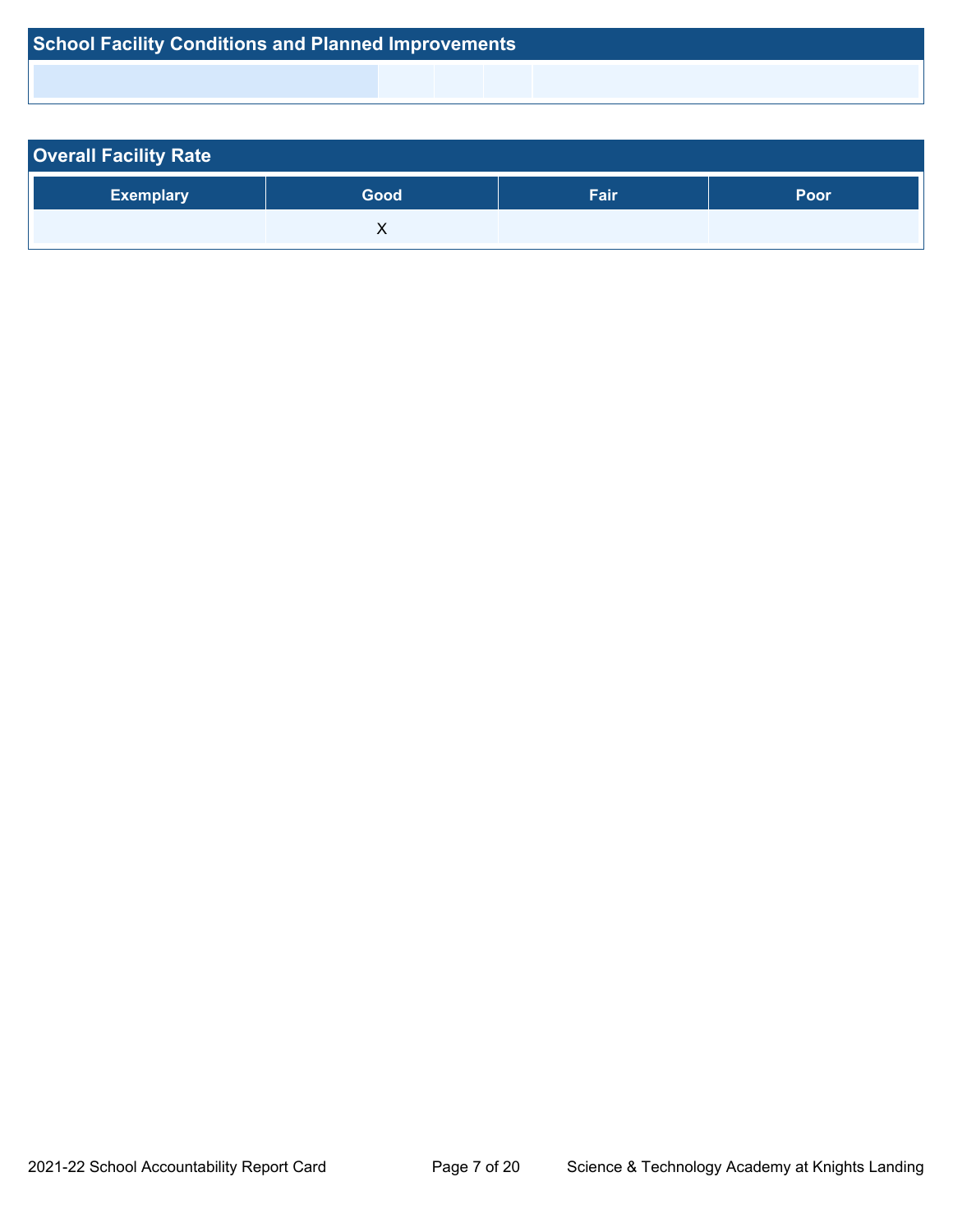## School Facility Conditions and Planned Improvements

## Overall Facility Rate

| Exemplary | Good | Fair | Poor |
| --- | --- | --- | --- |
| | X | | |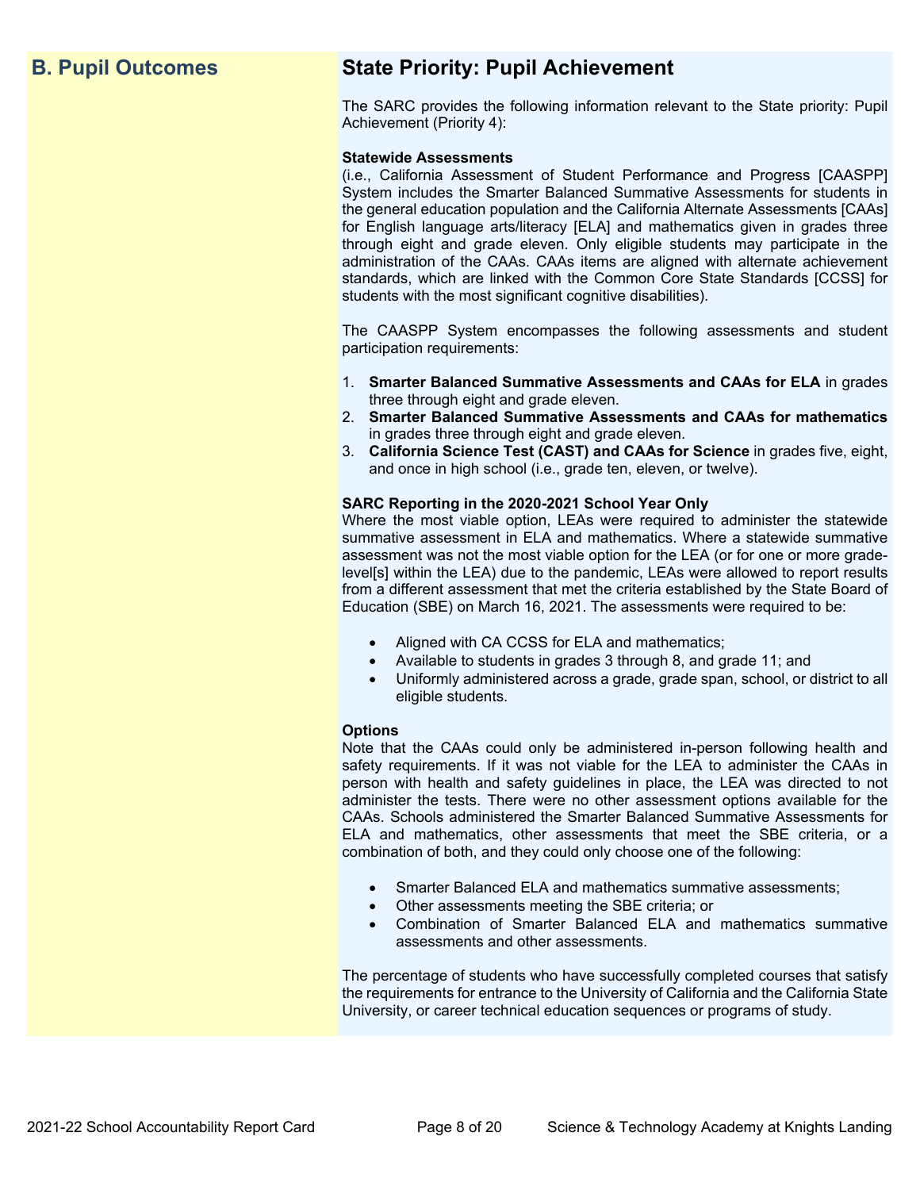## B. Pupil Outcomes

## State Priority: Pupil Achievement

The SARC provides the following information relevant to the State priority: Pupil Achievement (Priority 4):

**Statewide Assessments**
(i.e., California Assessment of Student Performance and Progress [CAASPP] System includes the Smarter Balanced Summative Assessments for students in the general education population and the California Alternate Assessments [CAAs] for English language arts/literacy [ELA] and mathematics given in grades three through eight and grade eleven. Only eligible students may participate in the administration of the CAAs. CAAs items are aligned with alternate achievement standards, which are linked with the Common Core State Standards [CCSS] for students with the most significant cognitive disabilities).

The CAASPP System encompasses the following assessments and student participation requirements:

1. **Smarter Balanced Summative Assessments and CAAs for ELA** in grades three through eight and grade eleven.
2. **Smarter Balanced Summative Assessments and CAAs for mathematics** in grades three through eight and grade eleven.
3. **California Science Test (CAST) and CAAs for Science** in grades five, eight, and once in high school (i.e., grade ten, eleven, or twelve).

**SARC Reporting in the 2020-2021 School Year Only**
Where the most viable option, LEAs were required to administer the statewide summative assessment in ELA and mathematics. Where a statewide summative assessment was not the most viable option for the LEA (or for one or more grade-level[s] within the LEA) due to the pandemic, LEAs were allowed to report results from a different assessment that met the criteria established by the State Board of Education (SBE) on March 16, 2021. The assessments were required to be:

- Aligned with CA CCSS for ELA and mathematics;
- Available to students in grades 3 through 8, and grade 11; and
- Uniformly administered across a grade, grade span, school, or district to all eligible students.

**Options**
Note that the CAAs could only be administered in-person following health and safety requirements. If it was not viable for the LEA to administer the CAAs in person with health and safety guidelines in place, the LEA was directed to not administer the tests. There were no other assessment options available for the CAAs. Schools administered the Smarter Balanced Summative Assessments for ELA and mathematics, other assessments that meet the SBE criteria, or a combination of both, and they could only choose one of the following:

- Smarter Balanced ELA and mathematics summative assessments;
- Other assessments meeting the SBE criteria; or
- Combination of Smarter Balanced ELA and mathematics summative assessments and other assessments.

The percentage of students who have successfully completed courses that satisfy the requirements for entrance to the University of California and the California State University, or career technical education sequences or programs of study.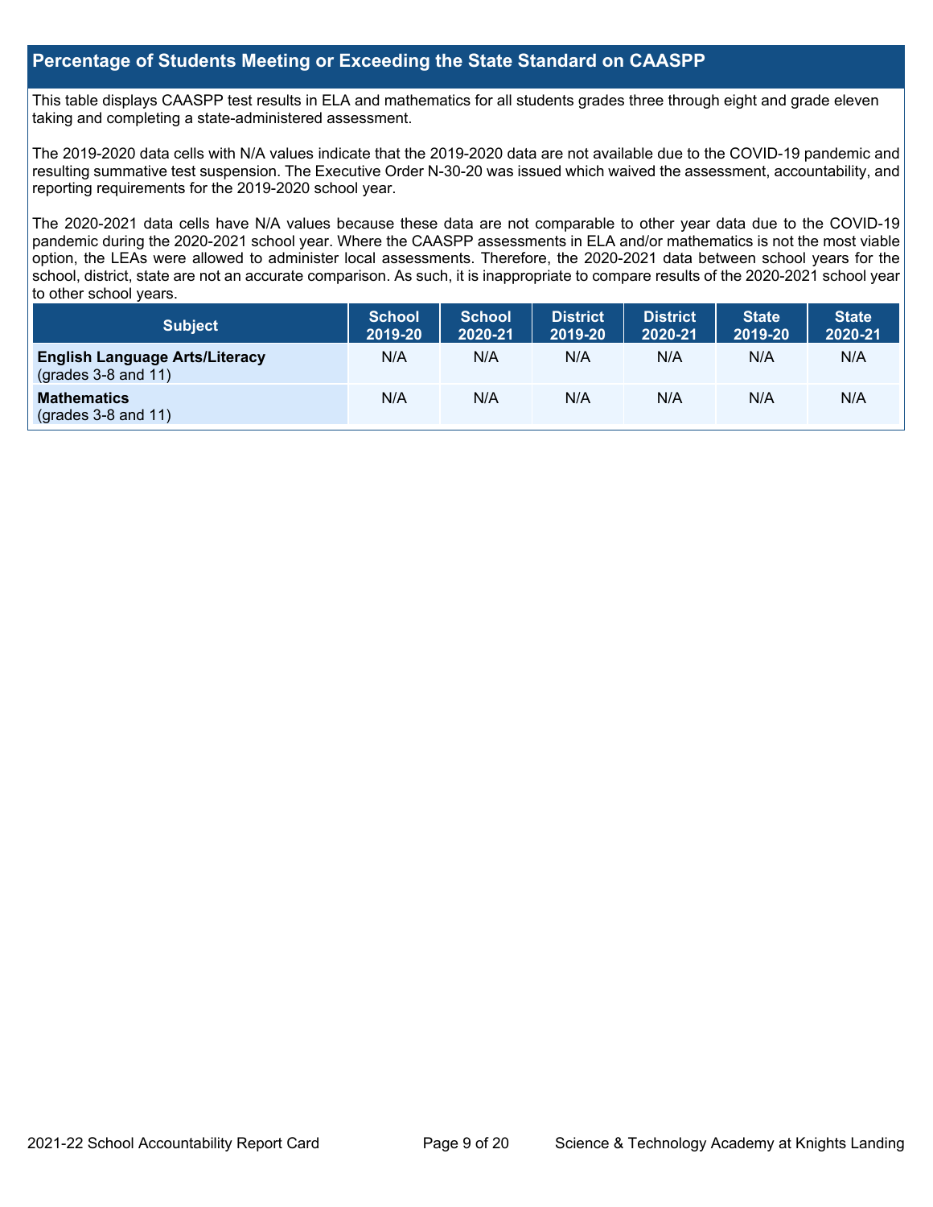## Percentage of Students Meeting or Exceeding the State Standard on CAASPP

This table displays CAASPP test results in ELA and mathematics for all students grades three through eight and grade eleven taking and completing a state-administered assessment.

The 2019-2020 data cells with N/A values indicate that the 2019-2020 data are not available due to the COVID-19 pandemic and resulting summative test suspension. The Executive Order N-30-20 was issued which waived the assessment, accountability, and reporting requirements for the 2019-2020 school year.

The 2020-2021 data cells have N/A values because these data are not comparable to other year data due to the COVID-19 pandemic during the 2020-2021 school year. Where the CAASPP assessments in ELA and/or mathematics is not the most viable option, the LEAs were allowed to administer local assessments. Therefore, the 2020-2021 data between school years for the school, district, state are not an accurate comparison. As such, it is inappropriate to compare results of the 2020-2021 school year to other school years.

| Subject | School 2019-20 | School 2020-21 | District 2019-20 | District 2020-21 | State 2019-20 | State 2020-21 |
|---|---|---|---|---|---|---|
| **English Language Arts/Literacy** (grades 3-8 and 11) | N/A | N/A | N/A | N/A | N/A | N/A |
| **Mathematics** (grades 3-8 and 11) | N/A | N/A | N/A | N/A | N/A | N/A |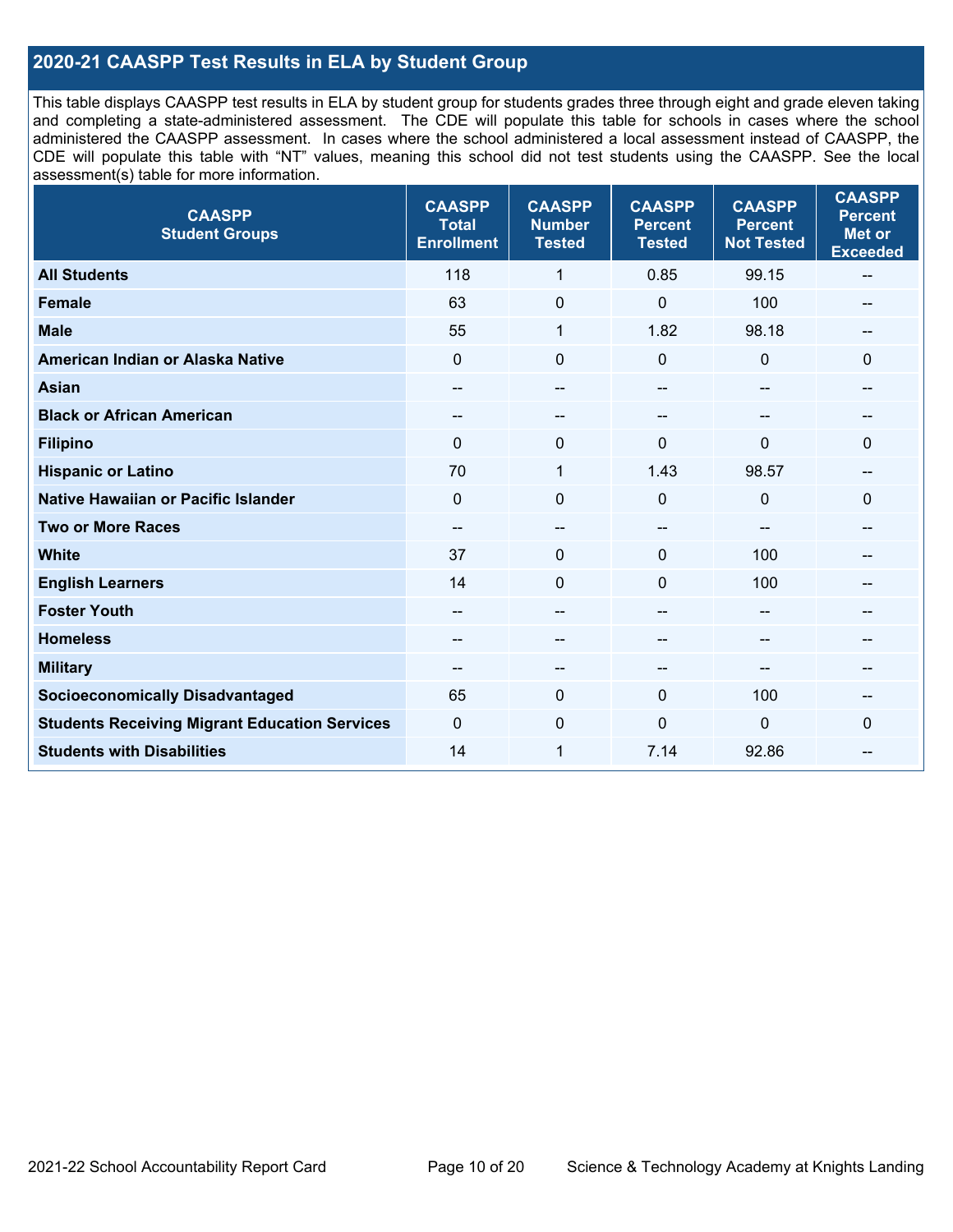## 2020-21 CAASPP Test Results in ELA by Student Group

This table displays CAASPP test results in ELA by student group for students grades three through eight and grade eleven taking and completing a state-administered assessment. The CDE will populate this table for schools in cases where the school administered the CAASPP assessment. In cases where the school administered a local assessment instead of CAASPP, the CDE will populate this table with "NT" values, meaning this school did not test students using the CAASPP. See the local assessment(s) table for more information.

| CAASPP Student Groups | CAASPP Total Enrollment | CAASPP Number Tested | CAASPP Percent Tested | CAASPP Percent Not Tested | CAASPP Percent Met or Exceeded |
|---|---|---|---|---|---|
| **All Students** | 118 | 1 | 0.85 | 99.15 | -- |
| **Female** | 63 | 0 | 0 | 100 | -- |
| **Male** | 55 | 1 | 1.82 | 98.18 | -- |
| **American Indian or Alaska Native** | 0 | 0 | 0 | 0 | 0 |
| **Asian** | -- | -- | -- | -- | -- |
| **Black or African American** | -- | -- | -- | -- | -- |
| **Filipino** | 0 | 0 | 0 | 0 | 0 |
| **Hispanic or Latino** | 70 | 1 | 1.43 | 98.57 | -- |
| **Native Hawaiian or Pacific Islander** | 0 | 0 | 0 | 0 | 0 |
| **Two or More Races** | -- | -- | -- | -- | -- |
| **White** | 37 | 0 | 0 | 100 | -- |
| **English Learners** | 14 | 0 | 0 | 100 | -- |
| **Foster Youth** | -- | -- | -- | -- | -- |
| **Homeless** | -- | -- | -- | -- | -- |
| **Military** | -- | -- | -- | -- | -- |
| **Socioeconomically Disadvantaged** | 65 | 0 | 0 | 100 | -- |
| **Students Receiving Migrant Education Services** | 0 | 0 | 0 | 0 | 0 |
| **Students with Disabilities** | 14 | 1 | 7.14 | 92.86 | -- |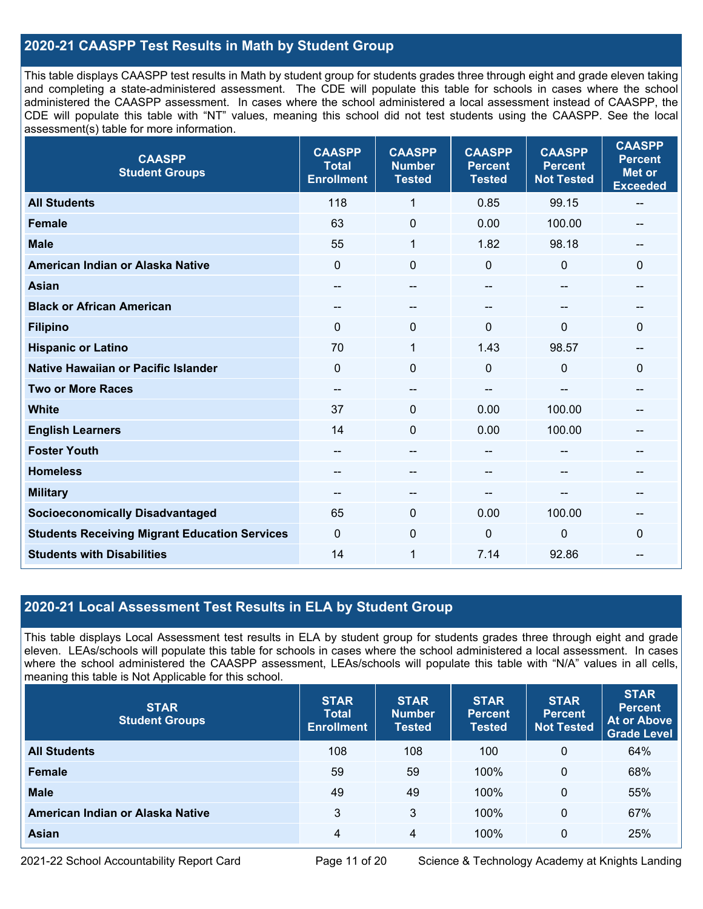## 2020-21 CAASPP Test Results in Math by Student Group

This table displays CAASPP test results in Math by student group for students grades three through eight and grade eleven taking and completing a state-administered assessment. The CDE will populate this table for schools in cases where the school administered the CAASPP assessment. In cases where the school administered a local assessment instead of CAASPP, the CDE will populate this table with "NT" values, meaning this school did not test students using the CAASPP. See the local assessment(s) table for more information.

| CAASPP Student Groups | CAASPP Total Enrollment | CAASPP Number Tested | CAASPP Percent Tested | CAASPP Percent Not Tested | CAASPP Percent Met or Exceeded |
|---|---|---|---|---|---|
| **All Students** | 118 | 1 | 0.85 | 99.15 | -- |
| **Female** | 63 | 0 | 0.00 | 100.00 | -- |
| **Male** | 55 | 1 | 1.82 | 98.18 | -- |
| **American Indian or Alaska Native** | 0 | 0 | 0 | 0 | 0 |
| **Asian** | -- | -- | -- | -- | -- |
| **Black or African American** | -- | -- | -- | -- | -- |
| **Filipino** | 0 | 0 | 0 | 0 | 0 |
| **Hispanic or Latino** | 70 | 1 | 1.43 | 98.57 | -- |
| **Native Hawaiian or Pacific Islander** | 0 | 0 | 0 | 0 | 0 |
| **Two or More Races** | -- | -- | -- | -- | -- |
| **White** | 37 | 0 | 0.00 | 100.00 | -- |
| **English Learners** | 14 | 0 | 0.00 | 100.00 | -- |
| **Foster Youth** | -- | -- | -- | -- | -- |
| **Homeless** | -- | -- | -- | -- | -- |
| **Military** | -- | -- | -- | -- | -- |
| **Socioeconomically Disadvantaged** | 65 | 0 | 0.00 | 100.00 | -- |
| **Students Receiving Migrant Education Services** | 0 | 0 | 0 | 0 | 0 |
| **Students with Disabilities** | 14 | 1 | 7.14 | 92.86 | -- |

## 2020-21 Local Assessment Test Results in ELA by Student Group

This table displays Local Assessment test results in ELA by student group for students grades three through eight and grade eleven. LEAs/schools will populate this table for schools in cases where the school administered a local assessment. In cases where the school administered the CAASPP assessment, LEAs/schools will populate this table with "N/A" values in all cells, meaning this table is Not Applicable for this school.

| STAR Student Groups | STAR Total Enrollment | STAR Number Tested | STAR Percent Tested | STAR Percent Not Tested | STAR Percent At or Above Grade Level |
|---|---|---|---|---|---|
| **All Students** | 108 | 108 | 100 | 0 | 64% |
| **Female** | 59 | 59 | 100% | 0 | 68% |
| **Male** | 49 | 49 | 100% | 0 | 55% |
| **American Indian or Alaska Native** | 3 | 3 | 100% | 0 | 67% |
| **Asian** | 4 | 4 | 100% | 0 | 25% |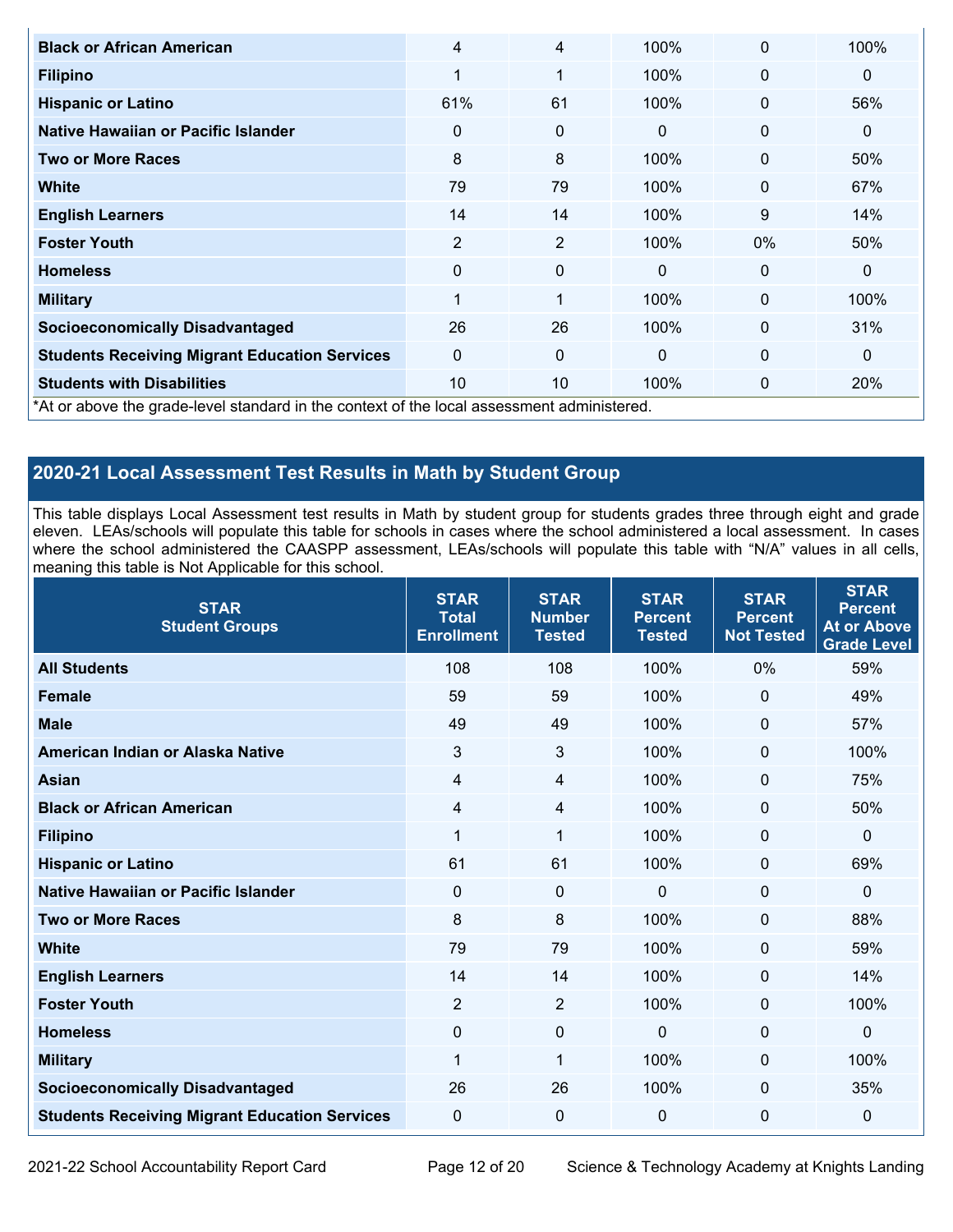| | | | | | |
|---|---|---|---|---|---|
| **Black or African American** | 4 | 4 | 100% | 0 | 100% |
| **Filipino** | 1 | 1 | 100% | 0 | 0 |
| **Hispanic or Latino** | 61% | 61 | 100% | 0 | 56% |
| **Native Hawaiian or Pacific Islander** | 0 | 0 | 0 | 0 | 0 |
| **Two or More Races** | 8 | 8 | 100% | 0 | 50% |
| **White** | 79 | 79 | 100% | 0 | 67% |
| **English Learners** | 14 | 14 | 100% | 9 | 14% |
| **Foster Youth** | 2 | 2 | 100% | 0% | 50% |
| **Homeless** | 0 | 0 | 0 | 0 | 0 |
| **Military** | 1 | 1 | 100% | 0 | 100% |
| **Socioeconomically Disadvantaged** | 26 | 26 | 100% | 0 | 31% |
| **Students Receiving Migrant Education Services** | 0 | 0 | 0 | 0 | 0 |
| **Students with Disabilities** | 10 | 10 | 100% | 0 | 20% |

*At or above the grade-level standard in the context of the local assessment administered.

## 2020-21 Local Assessment Test Results in Math by Student Group

This table displays Local Assessment test results in Math by student group for students grades three through eight and grade eleven. LEAs/schools will populate this table for schools in cases where the school administered a local assessment. In cases where the school administered the CAASPP assessment, LEAs/schools will populate this table with "N/A" values in all cells, meaning this table is Not Applicable for this school.

| STAR Student Groups | STAR Total Enrollment | STAR Number Tested | STAR Percent Tested | STAR Percent Not Tested | STAR Percent At or Above Grade Level |
|---|---|---|---|---|---|
| **All Students** | 108 | 108 | 100% | 0% | 59% |
| **Female** | 59 | 59 | 100% | 0 | 49% |
| **Male** | 49 | 49 | 100% | 0 | 57% |
| **American Indian or Alaska Native** | 3 | 3 | 100% | 0 | 100% |
| **Asian** | 4 | 4 | 100% | 0 | 75% |
| **Black or African American** | 4 | 4 | 100% | 0 | 50% |
| **Filipino** | 1 | 1 | 100% | 0 | 0 |
| **Hispanic or Latino** | 61 | 61 | 100% | 0 | 69% |
| **Native Hawaiian or Pacific Islander** | 0 | 0 | 0 | 0 | 0 |
| **Two or More Races** | 8 | 8 | 100% | 0 | 88% |
| **White** | 79 | 79 | 100% | 0 | 59% |
| **English Learners** | 14 | 14 | 100% | 0 | 14% |
| **Foster Youth** | 2 | 2 | 100% | 0 | 100% |
| **Homeless** | 0 | 0 | 0 | 0 | 0 |
| **Military** | 1 | 1 | 100% | 0 | 100% |
| **Socioeconomically Disadvantaged** | 26 | 26 | 100% | 0 | 35% |
| **Students Receiving Migrant Education Services** | 0 | 0 | 0 | 0 | 0 |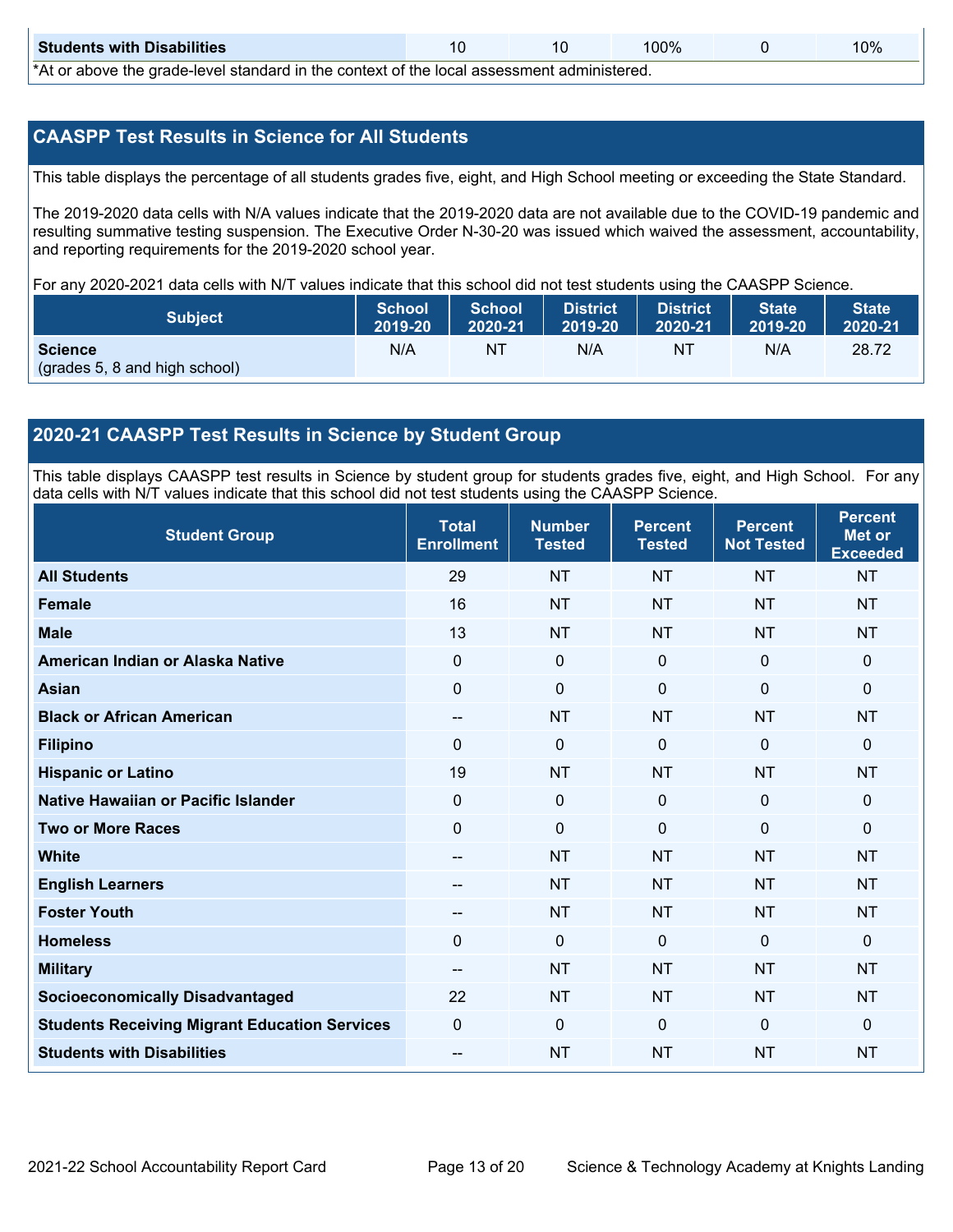| Students with Disabilities | 10 | 10 | 100% | 0 | 10% |
|---|---|---|---|---|---|

*At or above the grade-level standard in the context of the local assessment administered.

## CAASPP Test Results in Science for All Students

This table displays the percentage of all students grades five, eight, and High School meeting or exceeding the State Standard.

The 2019-2020 data cells with N/A values indicate that the 2019-2020 data are not available due to the COVID-19 pandemic and resulting summative testing suspension. The Executive Order N-30-20 was issued which waived the assessment, accountability, and reporting requirements for the 2019-2020 school year.

For any 2020-2021 data cells with N/T values indicate that this school did not test students using the CAASPP Science.

| Subject | School 2019-20 | School 2020-21 | District 2019-20 | District 2020-21 | State 2019-20 | State 2020-21 |
|---|---|---|---|---|---|---|
| **Science** (grades 5, 8 and high school) | N/A | NT | N/A | NT | N/A | 28.72 |

## 2020-21 CAASPP Test Results in Science by Student Group

This table displays CAASPP test results in Science by student group for students grades five, eight, and High School. For any data cells with N/T values indicate that this school did not test students using the CAASPP Science.

| Student Group | Total Enrollment | Number Tested | Percent Tested | Percent Not Tested | Percent Met or Exceeded |
|---|---|---|---|---|---|
| **All Students** | 29 | NT | NT | NT | NT |
| **Female** | 16 | NT | NT | NT | NT |
| **Male** | 13 | NT | NT | NT | NT |
| **American Indian or Alaska Native** | 0 | 0 | 0 | 0 | 0 |
| **Asian** | 0 | 0 | 0 | 0 | 0 |
| **Black or African American** | -- | NT | NT | NT | NT |
| **Filipino** | 0 | 0 | 0 | 0 | 0 |
| **Hispanic or Latino** | 19 | NT | NT | NT | NT |
| **Native Hawaiian or Pacific Islander** | 0 | 0 | 0 | 0 | 0 |
| **Two or More Races** | 0 | 0 | 0 | 0 | 0 |
| **White** | -- | NT | NT | NT | NT |
| **English Learners** | -- | NT | NT | NT | NT |
| **Foster Youth** | -- | NT | NT | NT | NT |
| **Homeless** | 0 | 0 | 0 | 0 | 0 |
| **Military** | -- | NT | NT | NT | NT |
| **Socioeconomically Disadvantaged** | 22 | NT | NT | NT | NT |
| **Students Receiving Migrant Education Services** | 0 | 0 | 0 | 0 | 0 |
| **Students with Disabilities** | -- | NT | NT | NT | NT |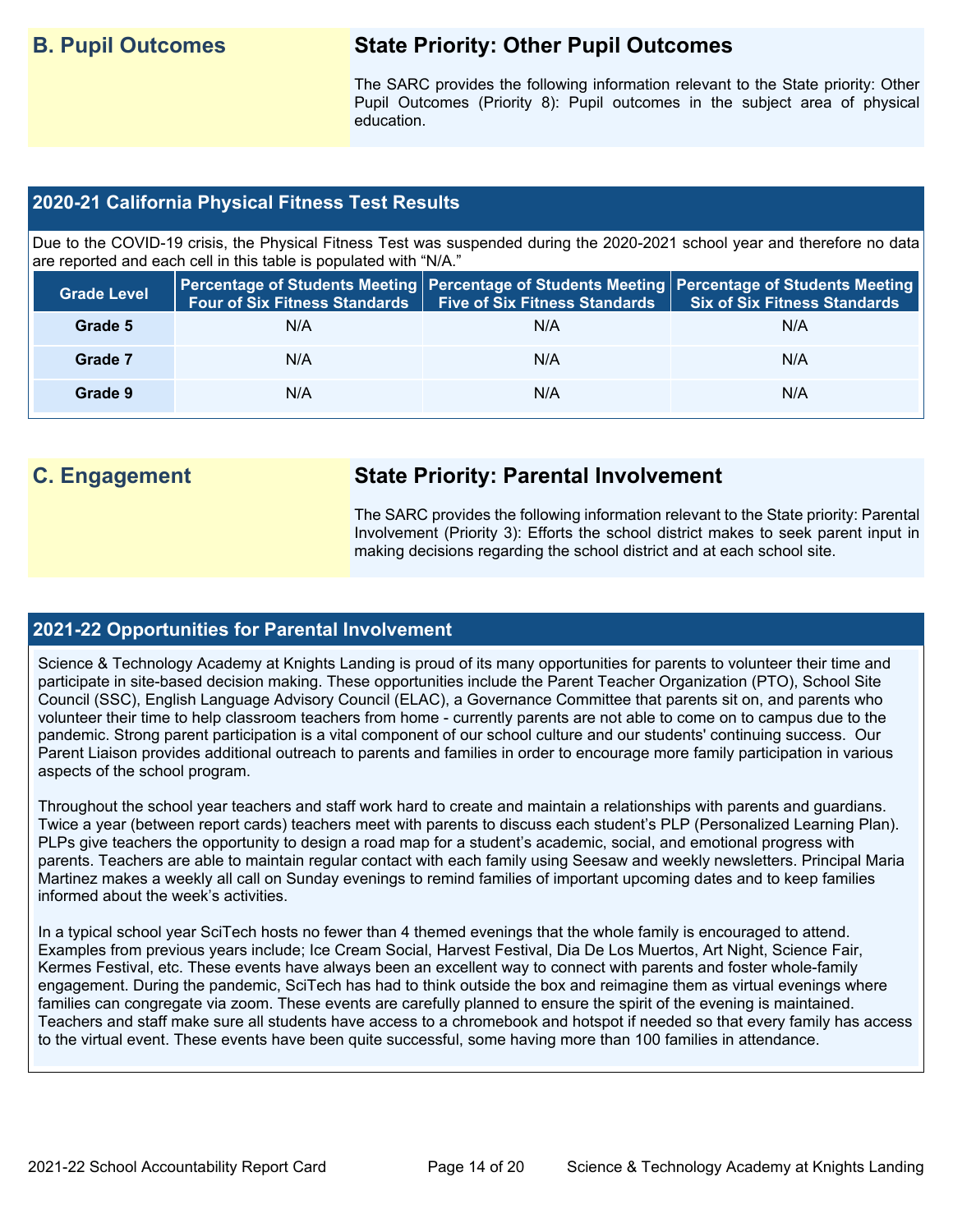## B. Pupil Outcomes

### State Priority: Other Pupil Outcomes

The SARC provides the following information relevant to the State priority: Other Pupil Outcomes (Priority 8): Pupil outcomes in the subject area of physical education.

### 2020-21 California Physical Fitness Test Results

Due to the COVID-19 crisis, the Physical Fitness Test was suspended during the 2020-2021 school year and therefore no data are reported and each cell in this table is populated with "N/A."

| Grade Level | Percentage of Students Meeting Four of Six Fitness Standards | Percentage of Students Meeting Five of Six Fitness Standards | Percentage of Students Meeting Six of Six Fitness Standards |
|---|---|---|---|
| Grade 5 | N/A | N/A | N/A |
| Grade 7 | N/A | N/A | N/A |
| Grade 9 | N/A | N/A | N/A |

## C. Engagement

### State Priority: Parental Involvement

The SARC provides the following information relevant to the State priority: Parental Involvement (Priority 3): Efforts the school district makes to seek parent input in making decisions regarding the school district and at each school site.

### 2021-22 Opportunities for Parental Involvement

Science & Technology Academy at Knights Landing is proud of its many opportunities for parents to volunteer their time and participate in site-based decision making. These opportunities include the Parent Teacher Organization (PTO), School Site Council (SSC), English Language Advisory Council (ELAC), a Governance Committee that parents sit on, and parents who volunteer their time to help classroom teachers from home - currently parents are not able to come on to campus due to the pandemic. Strong parent participation is a vital component of our school culture and our students' continuing success. Our Parent Liaison provides additional outreach to parents and families in order to encourage more family participation in various aspects of the school program.

Throughout the school year teachers and staff work hard to create and maintain a relationships with parents and guardians. Twice a year (between report cards) teachers meet with parents to discuss each student's PLP (Personalized Learning Plan). PLPs give teachers the opportunity to design a road map for a student's academic, social, and emotional progress with parents. Teachers are able to maintain regular contact with each family using Seesaw and weekly newsletters. Principal Maria Martinez makes a weekly all call on Sunday evenings to remind families of important upcoming dates and to keep families informed about the week's activities.

In a typical school year SciTech hosts no fewer than 4 themed evenings that the whole family is encouraged to attend. Examples from previous years include; Ice Cream Social, Harvest Festival, Dia De Los Muertos, Art Night, Science Fair, Kermes Festival, etc. These events have always been an excellent way to connect with parents and foster whole-family engagement. During the pandemic, SciTech has had to think outside the box and reimagine them as virtual evenings where families can congregate via zoom. These events are carefully planned to ensure the spirit of the evening is maintained. Teachers and staff make sure all students have access to a chromebook and hotspot if needed so that every family has access to the virtual event. These events have been quite successful, some having more than 100 families in attendance.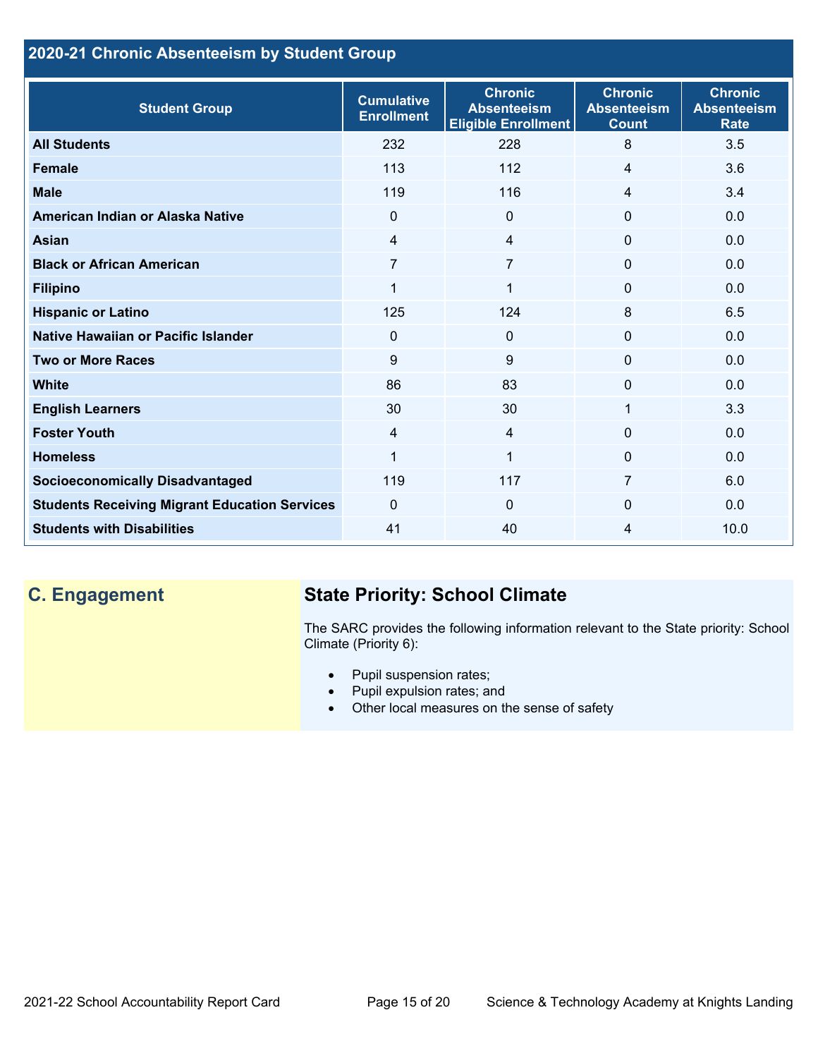## 2020-21 Chronic Absenteeism by Student Group

| Student Group | Cumulative Enrollment | Chronic Absenteeism Eligible Enrollment | Chronic Absenteeism Count | Chronic Absenteeism Rate |
|---|---|---|---|---|
| **All Students** | 232 | 228 | 8 | 3.5 |
| **Female** | 113 | 112 | 4 | 3.6 |
| **Male** | 119 | 116 | 4 | 3.4 |
| **American Indian or Alaska Native** | 0 | 0 | 0 | 0.0 |
| **Asian** | 4 | 4 | 0 | 0.0 |
| **Black or African American** | 7 | 7 | 0 | 0.0 |
| **Filipino** | 1 | 1 | 0 | 0.0 |
| **Hispanic or Latino** | 125 | 124 | 8 | 6.5 |
| **Native Hawaiian or Pacific Islander** | 0 | 0 | 0 | 0.0 |
| **Two or More Races** | 9 | 9 | 0 | 0.0 |
| **White** | 86 | 83 | 0 | 0.0 |
| **English Learners** | 30 | 30 | 1 | 3.3 |
| **Foster Youth** | 4 | 4 | 0 | 0.0 |
| **Homeless** | 1 | 1 | 0 | 0.0 |
| **Socioeconomically Disadvantaged** | 119 | 117 | 7 | 6.0 |
| **Students Receiving Migrant Education Services** | 0 | 0 | 0 | 0.0 |
| **Students with Disabilities** | 41 | 40 | 4 | 10.0 |

## C. Engagement

### State Priority: School Climate

The SARC provides the following information relevant to the State priority: School Climate (Priority 6):

- Pupil suspension rates;
- Pupil expulsion rates; and
- Other local measures on the sense of safety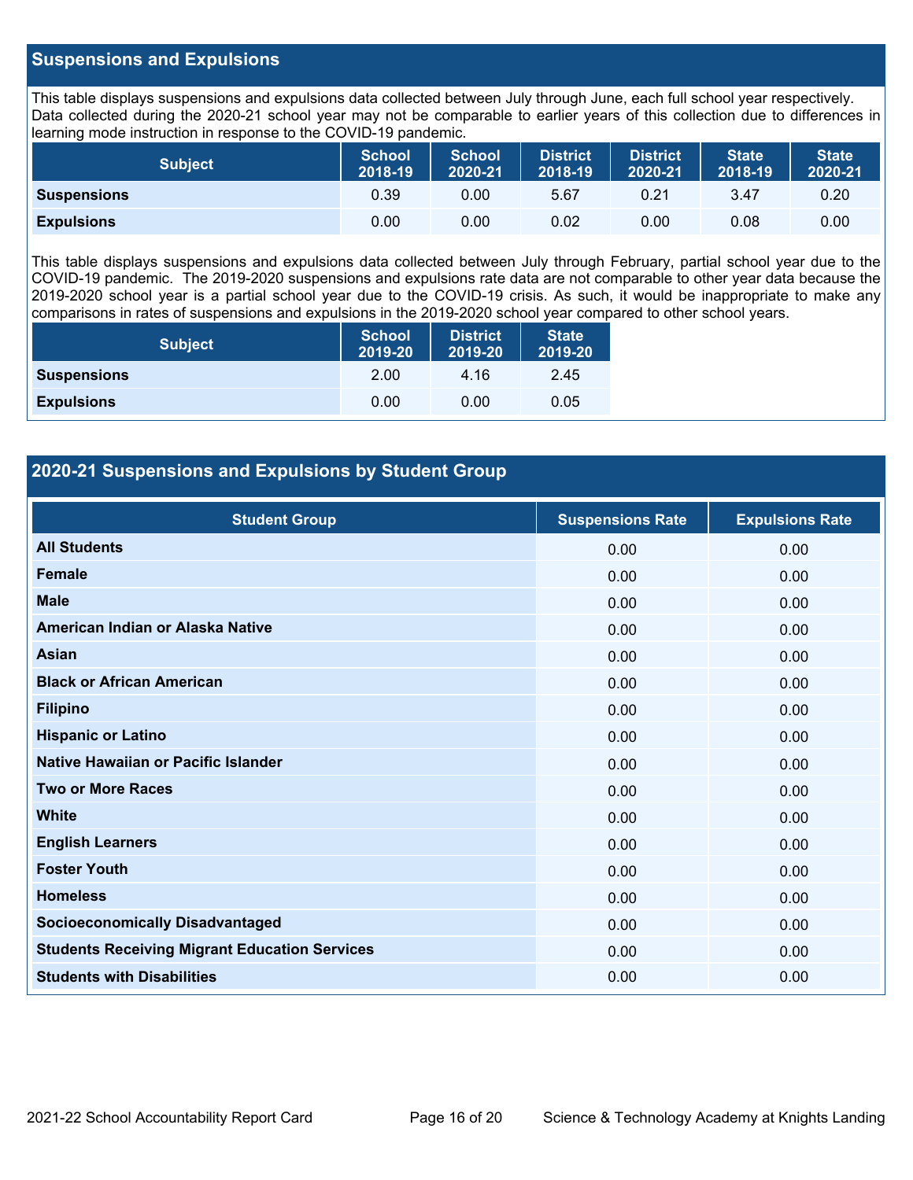## Suspensions and Expulsions

This table displays suspensions and expulsions data collected between July through June, each full school year respectively. Data collected during the 2020-21 school year may not be comparable to earlier years of this collection due to differences in learning mode instruction in response to the COVID-19 pandemic.

| Subject | School 2018-19 | School 2020-21 | District 2018-19 | District 2020-21 | State 2018-19 | State 2020-21 |
|---|---|---|---|---|---|---|
| **Suspensions** | 0.39 | 0.00 | 5.67 | 0.21 | 3.47 | 0.20 |
| **Expulsions** | 0.00 | 0.00 | 0.02 | 0.00 | 0.08 | 0.00 |

This table displays suspensions and expulsions data collected between July through February, partial school year due to the COVID-19 pandemic. The 2019-2020 suspensions and expulsions rate data are not comparable to other year data because the 2019-2020 school year is a partial school year due to the COVID-19 crisis. As such, it would be inappropriate to make any comparisons in rates of suspensions and expulsions in the 2019-2020 school year compared to other school years.

| Subject | School 2019-20 | District 2019-20 | State 2019-20 |
|---|---|---|---|
| **Suspensions** | 2.00 | 4.16 | 2.45 |
| **Expulsions** | 0.00 | 0.00 | 0.05 |

## 2020-21 Suspensions and Expulsions by Student Group

| Student Group | Suspensions Rate | Expulsions Rate |
|---|---|---|
| **All Students** | 0.00 | 0.00 |
| **Female** | 0.00 | 0.00 |
| **Male** | 0.00 | 0.00 |
| **American Indian or Alaska Native** | 0.00 | 0.00 |
| **Asian** | 0.00 | 0.00 |
| **Black or African American** | 0.00 | 0.00 |
| **Filipino** | 0.00 | 0.00 |
| **Hispanic or Latino** | 0.00 | 0.00 |
| **Native Hawaiian or Pacific Islander** | 0.00 | 0.00 |
| **Two or More Races** | 0.00 | 0.00 |
| **White** | 0.00 | 0.00 |
| **English Learners** | 0.00 | 0.00 |
| **Foster Youth** | 0.00 | 0.00 |
| **Homeless** | 0.00 | 0.00 |
| **Socioeconomically Disadvantaged** | 0.00 | 0.00 |
| **Students Receiving Migrant Education Services** | 0.00 | 0.00 |
| **Students with Disabilities** | 0.00 | 0.00 |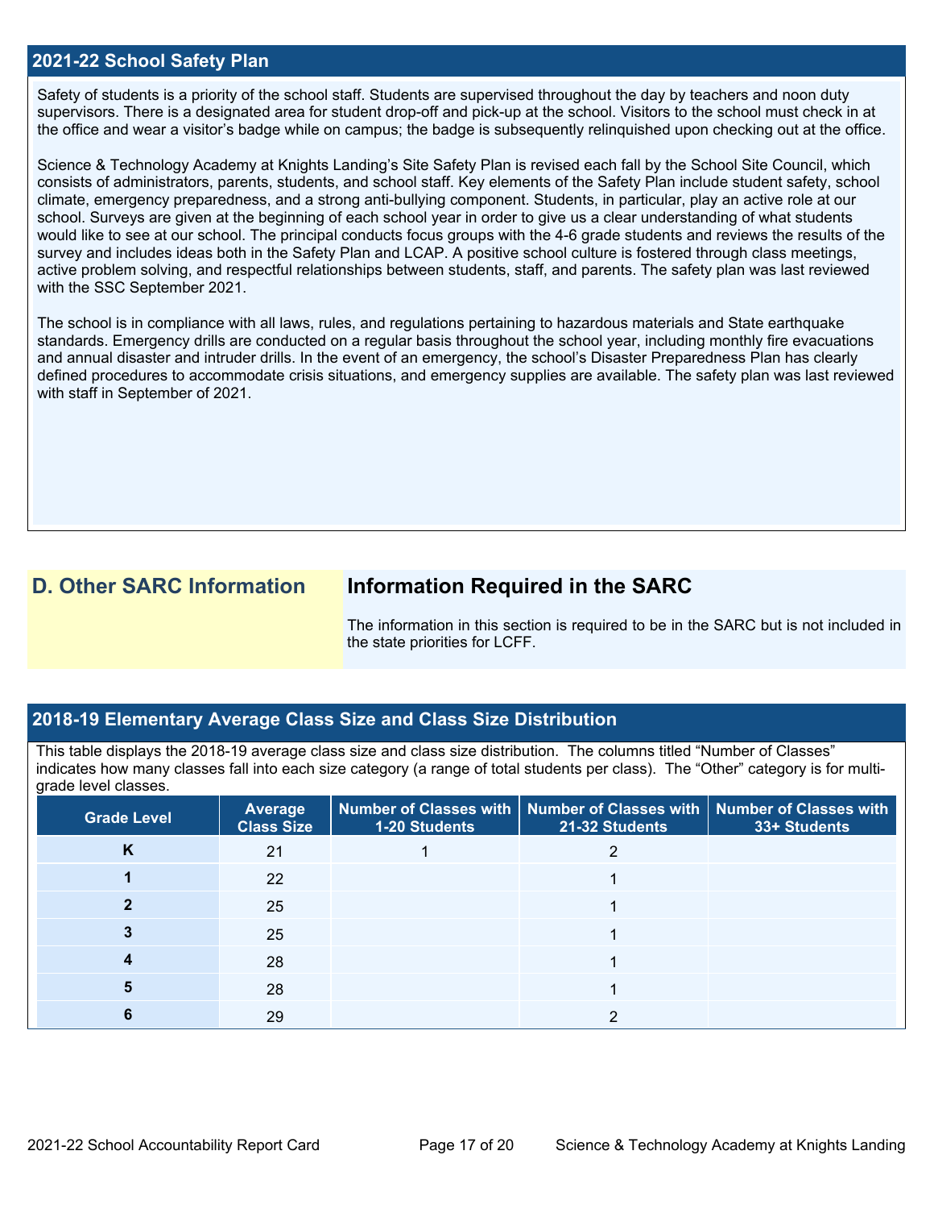## 2021-22 School Safety Plan

Safety of students is a priority of the school staff. Students are supervised throughout the day by teachers and noon duty supervisors. There is a designated area for student drop-off and pick-up at the school. Visitors to the school must check in at the office and wear a visitor's badge while on campus; the badge is subsequently relinquished upon checking out at the office.

Science & Technology Academy at Knights Landing's Site Safety Plan is revised each fall by the School Site Council, which consists of administrators, parents, students, and school staff. Key elements of the Safety Plan include student safety, school climate, emergency preparedness, and a strong anti-bullying component. Students, in particular, play an active role at our school. Surveys are given at the beginning of each school year in order to give us a clear understanding of what students would like to see at our school. The principal conducts focus groups with the 4-6 grade students and reviews the results of the survey and includes ideas both in the Safety Plan and LCAP. A positive school culture is fostered through class meetings, active problem solving, and respectful relationships between students, staff, and parents. The safety plan was last reviewed with the SSC September 2021.

The school is in compliance with all laws, rules, and regulations pertaining to hazardous materials and State earthquake standards. Emergency drills are conducted on a regular basis throughout the school year, including monthly fire evacuations and annual disaster and intruder drills. In the event of an emergency, the school's Disaster Preparedness Plan has clearly defined procedures to accommodate crisis situations, and emergency supplies are available. The safety plan was last reviewed with staff in September of 2021.

## D. Other SARC Information

### Information Required in the SARC

The information in this section is required to be in the SARC but is not included in the state priorities for LCFF.

## 2018-19 Elementary Average Class Size and Class Size Distribution

This table displays the 2018-19 average class size and class size distribution. The columns titled "Number of Classes" indicates how many classes fall into each size category (a range of total students per class). The "Other" category is for multi-grade level classes.

| Grade Level | Average Class Size | Number of Classes with 1-20 Students | Number of Classes with 21-32 Students | Number of Classes with 33+ Students |
|---|---|---|---|---|
| K | 21 | 1 | 2 | |
| 1 | 22 | | 1 | |
| 2 | 25 | | 1 | |
| 3 | 25 | | 1 | |
| 4 | 28 | | 1 | |
| 5 | 28 | | 1 | |
| 6 | 29 | | 2 | |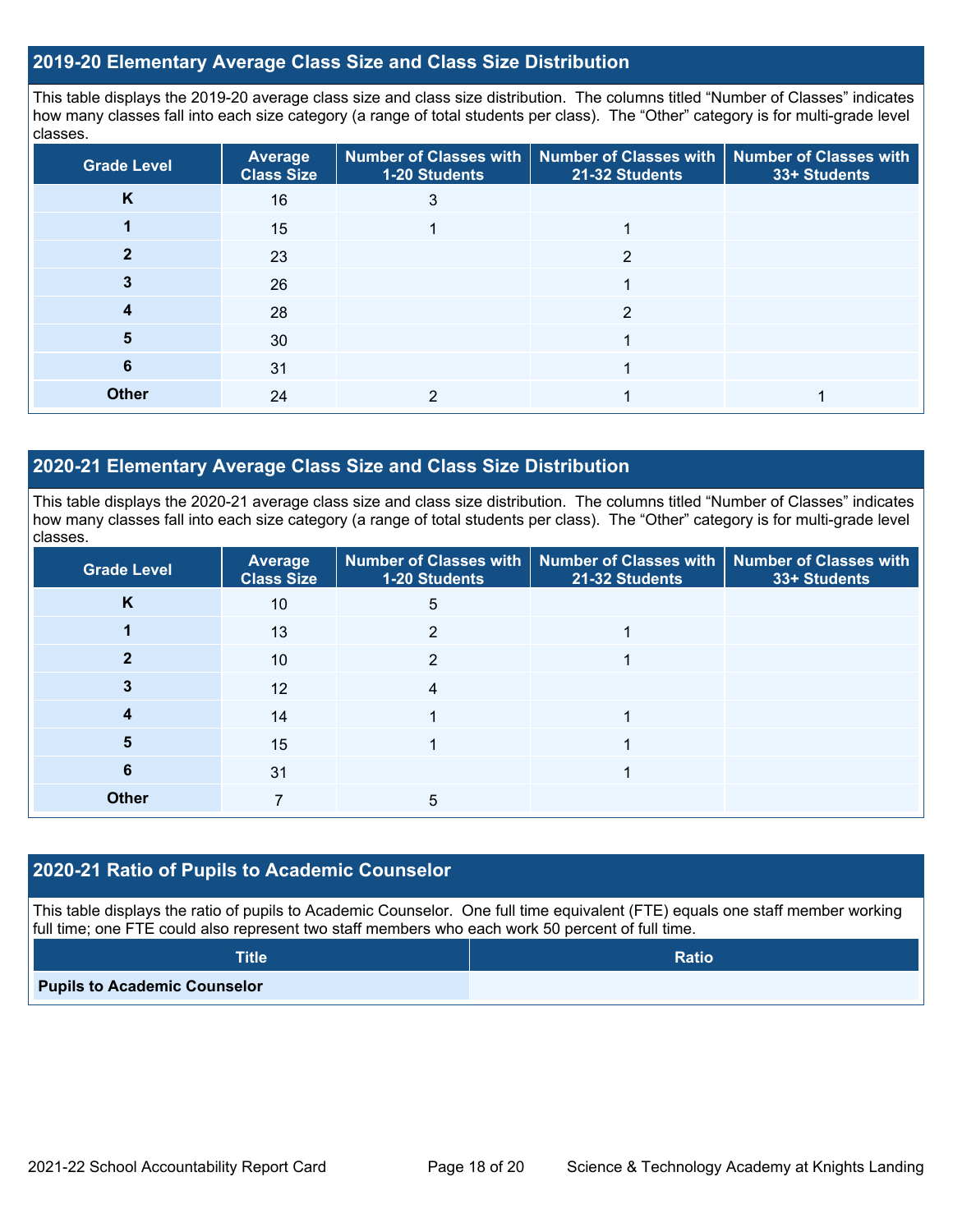## 2019-20 Elementary Average Class Size and Class Size Distribution

This table displays the 2019-20 average class size and class size distribution. The columns titled "Number of Classes" indicates how many classes fall into each size category (a range of total students per class). The "Other" category is for multi-grade level classes.

| Grade Level | Average Class Size | Number of Classes with 1-20 Students | Number of Classes with 21-32 Students | Number of Classes with 33+ Students |
|---|---|---|---|---|
| K | 16 | 3 | | |
| 1 | 15 | 1 | 1 | |
| 2 | 23 | | 2 | |
| 3 | 26 | | 1 | |
| 4 | 28 | | 2 | |
| 5 | 30 | | 1 | |
| 6 | 31 | | 1 | |
| Other | 24 | 2 | 1 | 1 |

## 2020-21 Elementary Average Class Size and Class Size Distribution

This table displays the 2020-21 average class size and class size distribution. The columns titled "Number of Classes" indicates how many classes fall into each size category (a range of total students per class). The "Other" category is for multi-grade level classes.

| Grade Level | Average Class Size | Number of Classes with 1-20 Students | Number of Classes with 21-32 Students | Number of Classes with 33+ Students |
|---|---|---|---|---|
| K | 10 | 5 | | |
| 1 | 13 | 2 | 1 | |
| 2 | 10 | 2 | 1 | |
| 3 | 12 | 4 | | |
| 4 | 14 | 1 | 1 | |
| 5 | 15 | 1 | 1 | |
| 6 | 31 | | 1 | |
| Other | 7 | 5 | | |

## 2020-21 Ratio of Pupils to Academic Counselor

This table displays the ratio of pupils to Academic Counselor. One full time equivalent (FTE) equals one staff member working full time; one FTE could also represent two staff members who each work 50 percent of full time.

| Title | Ratio |
|---|---|
| Pupils to Academic Counselor | |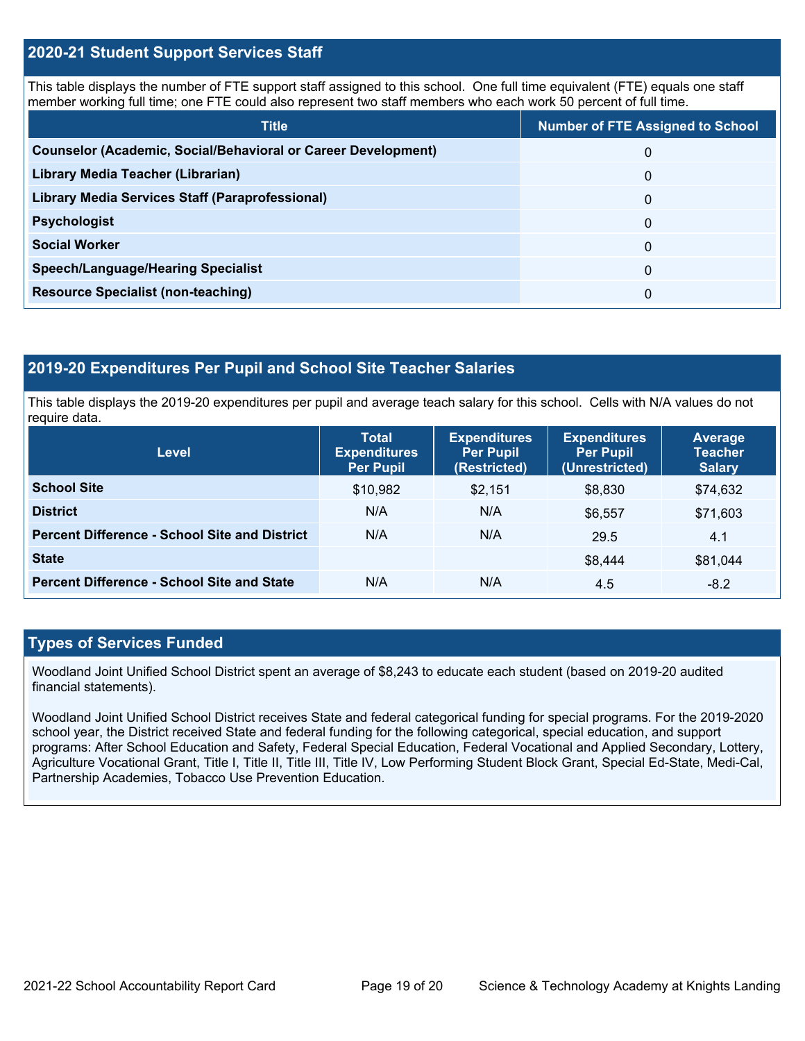## 2020-21 Student Support Services Staff

This table displays the number of FTE support staff assigned to this school. One full time equivalent (FTE) equals one staff member working full time; one FTE could also represent two staff members who each work 50 percent of full time.

| Title | Number of FTE Assigned to School |
| --- | --- |
| **Counselor (Academic, Social/Behavioral or Career Development)** | 0 |
| **Library Media Teacher (Librarian)** | 0 |
| **Library Media Services Staff (Paraprofessional)** | 0 |
| **Psychologist** | 0 |
| **Social Worker** | 0 |
| **Speech/Language/Hearing Specialist** | 0 |
| **Resource Specialist (non-teaching)** | 0 |

## 2019-20 Expenditures Per Pupil and School Site Teacher Salaries

This table displays the 2019-20 expenditures per pupil and average teach salary for this school. Cells with N/A values do not require data.

| Level | Total Expenditures Per Pupil | Expenditures Per Pupil (Restricted) | Expenditures Per Pupil (Unrestricted) | Average Teacher Salary |
| --- | --- | --- | --- | --- |
| **School Site** | $10,982 | $2,151 | $8,830 | $74,632 |
| **District** | N/A | N/A | $6,557 | $71,603 |
| **Percent Difference - School Site and District** | N/A | N/A | 29.5 | 4.1 |
| **State** | | | $8,444 | $81,044 |
| **Percent Difference - School Site and State** | N/A | N/A | 4.5 | -8.2 |

## Types of Services Funded

Woodland Joint Unified School District spent an average of $8,243 to educate each student (based on 2019-20 audited financial statements).

Woodland Joint Unified School District receives State and federal categorical funding for special programs. For the 2019-2020 school year, the District received State and federal funding for the following categorical, special education, and support programs: After School Education and Safety, Federal Special Education, Federal Vocational and Applied Secondary, Lottery, Agriculture Vocational Grant, Title I, Title II, Title III, Title IV, Low Performing Student Block Grant, Special Ed-State, Medi-Cal, Partnership Academies, Tobacco Use Prevention Education.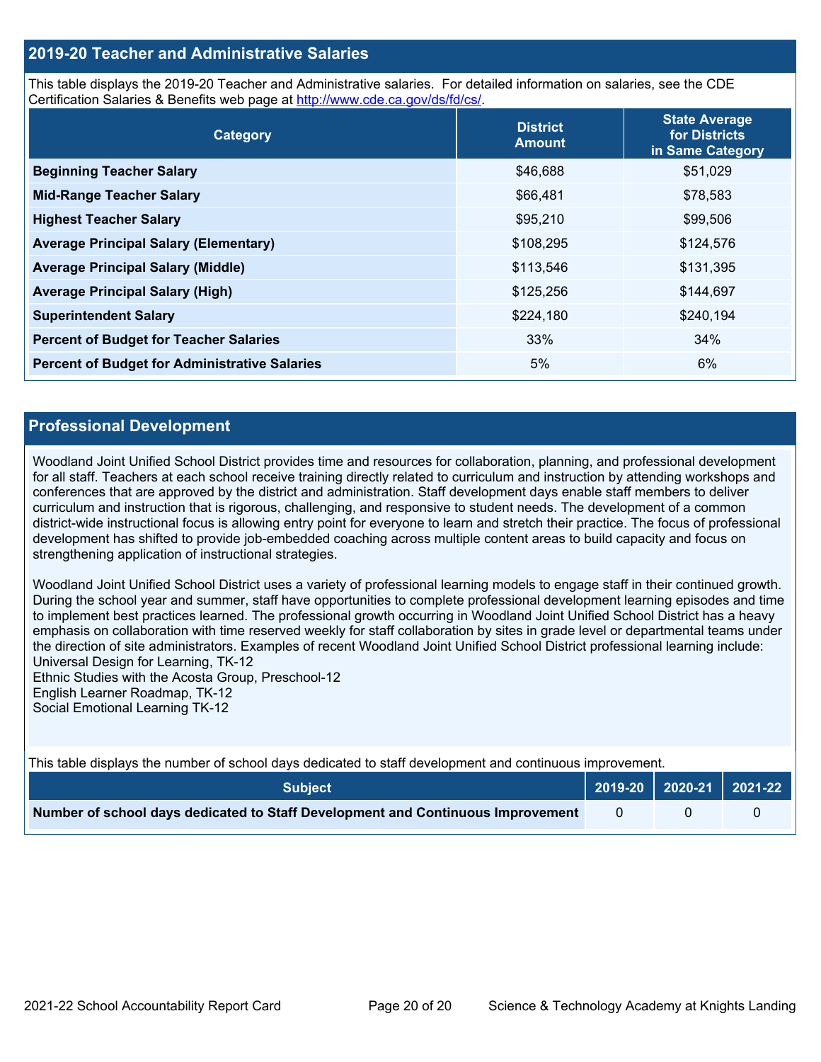## 2019-20 Teacher and Administrative Salaries

This table displays the 2019-20 Teacher and Administrative salaries. For detailed information on salaries, see the CDE Certification Salaries & Benefits web page at http://www.cde.ca.gov/ds/fd/cs/.

| Category | District Amount | State Average for Districts in Same Category |
|---|---|---|
| **Beginning Teacher Salary** | $46,688 | $51,029 |
| **Mid-Range Teacher Salary** | $66,481 | $78,583 |
| **Highest Teacher Salary** | $95,210 | $99,506 |
| **Average Principal Salary (Elementary)** | $108,295 | $124,576 |
| **Average Principal Salary (Middle)** | $113,546 | $131,395 |
| **Average Principal Salary (High)** | $125,256 | $144,697 |
| **Superintendent Salary** | $224,180 | $240,194 |
| **Percent of Budget for Teacher Salaries** | 33% | 34% |
| **Percent of Budget for Administrative Salaries** | 5% | 6% |

## Professional Development

Woodland Joint Unified School District provides time and resources for collaboration, planning, and professional development for all staff. Teachers at each school receive training directly related to curriculum and instruction by attending workshops and conferences that are approved by the district and administration. Staff development days enable staff members to deliver curriculum and instruction that is rigorous, challenging, and responsive to student needs. The development of a common district-wide instructional focus is allowing entry point for everyone to learn and stretch their practice. The focus of professional development has shifted to provide job-embedded coaching across multiple content areas to build capacity and focus on strengthening application of instructional strategies.

Woodland Joint Unified School District uses a variety of professional learning models to engage staff in their continued growth. During the school year and summer, staff have opportunities to complete professional development learning episodes and time to implement best practices learned. The professional growth occurring in Woodland Joint Unified School District has a heavy emphasis on collaboration with time reserved weekly for staff collaboration by sites in grade level or departmental teams under the direction of site administrators. Examples of recent Woodland Joint Unified School District professional learning include:
Universal Design for Learning, TK-12
Ethnic Studies with the Acosta Group, Preschool-12
English Learner Roadmap, TK-12
Social Emotional Learning TK-12

This table displays the number of school days dedicated to staff development and continuous improvement.

| Subject | 2019-20 | 2020-21 | 2021-22 |
|---|---|---|---|
| **Number of school days dedicated to Staff Development and Continuous Improvement** | 0 | 0 | 0 |